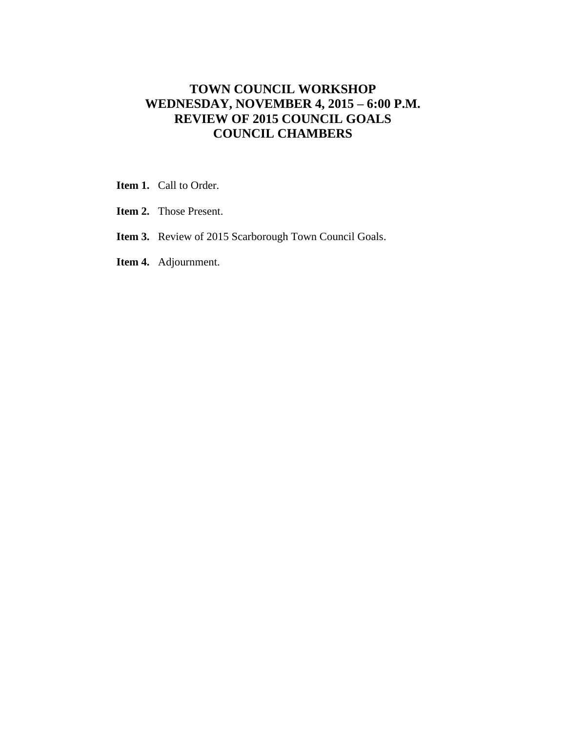# TOWN COUNCIL WORKSHOP
# WEDNESDAY, NOVEMBER 4, 2015 – 6:00 P.M.
# REVIEW OF 2015 COUNCIL GOALS
# COUNCIL CHAMBERS

**Item 1.** Call to Order.

**Item 2.** Those Present.

**Item 3.** Review of 2015 Scarborough Town Council Goals.

**Item 4.** Adjournment.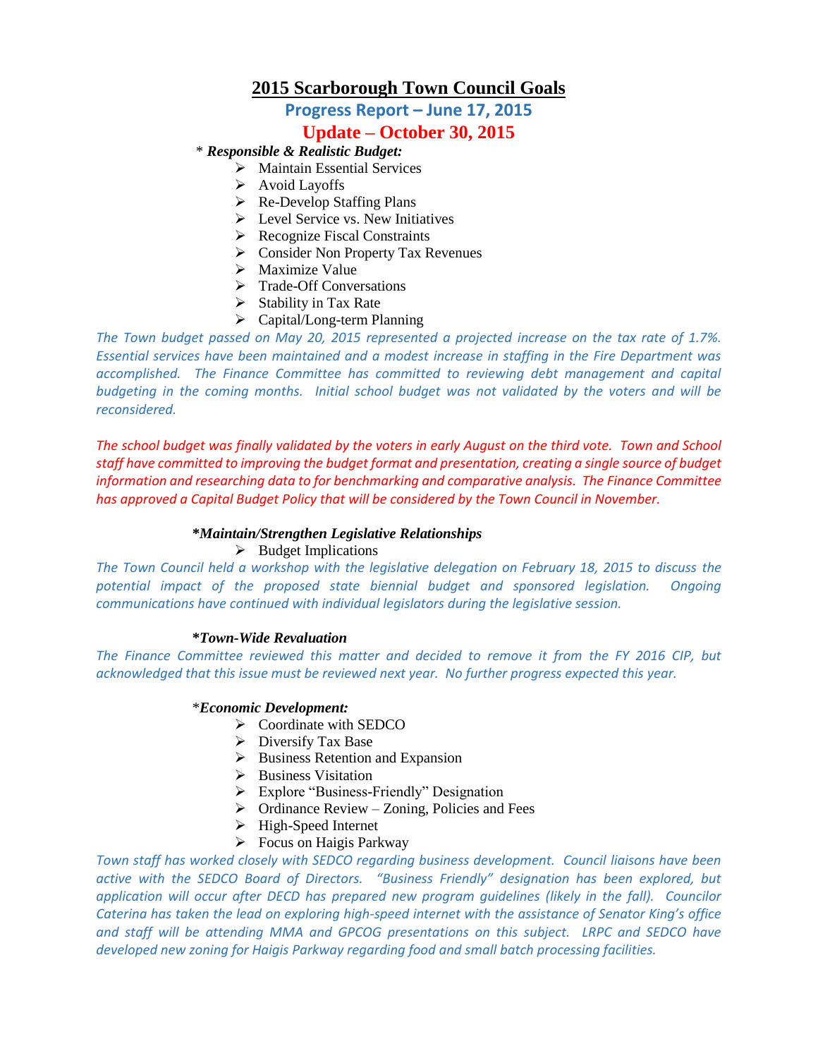# 2015 Scarborough Town Council Goals

## Progress Report – June 17, 2015

## Update – October 30, 2015

\* ***Responsible & Realistic Budget:***

- Maintain Essential Services
- Avoid Layoffs
- Re-Develop Staffing Plans
- Level Service vs. New Initiatives
- Recognize Fiscal Constraints
- Consider Non Property Tax Revenues
- Maximize Value
- Trade-Off Conversations
- Stability in Tax Rate
- Capital/Long-term Planning

*The Town budget passed on May 20, 2015 represented a projected increase on the tax rate of 1.7%. Essential services have been maintained and a modest increase in staffing in the Fire Department was accomplished. The Finance Committee has committed to reviewing debt management and capital budgeting in the coming months. Initial school budget was not validated by the voters and will be reconsidered.*

*The school budget was finally validated by the voters in early August on the third vote. Town and School staff have committed to improving the budget format and presentation, creating a single source of budget information and researching data to for benchmarking and comparative analysis. The Finance Committee has approved a Capital Budget Policy that will be considered by the Town Council in November.*

**\*Maintain/Strengthen Legislative Relationships**

- Budget Implications

*The Town Council held a workshop with the legislative delegation on February 18, 2015 to discuss the potential impact of the proposed state biennial budget and sponsored legislation. Ongoing communications have continued with individual legislators during the legislative session.*

**\*Town-Wide Revaluation**

*The Finance Committee reviewed this matter and decided to remove it from the FY 2016 CIP, but acknowledged that this issue must be reviewed next year. No further progress expected this year.*

\****Economic Development:***

- Coordinate with SEDCO
- Diversify Tax Base
- Business Retention and Expansion
- Business Visitation
- Explore "Business-Friendly" Designation
- Ordinance Review – Zoning, Policies and Fees
- High-Speed Internet
- Focus on Haigis Parkway

*Town staff has worked closely with SEDCO regarding business development. Council liaisons have been active with the SEDCO Board of Directors. "Business Friendly" designation has been explored, but application will occur after DECD has prepared new program guidelines (likely in the fall). Councilor Caterina has taken the lead on exploring high-speed internet with the assistance of Senator King's office and staff will be attending MMA and GPCOG presentations on this subject. LRPC and SEDCO have developed new zoning for Haigis Parkway regarding food and small batch processing facilities.*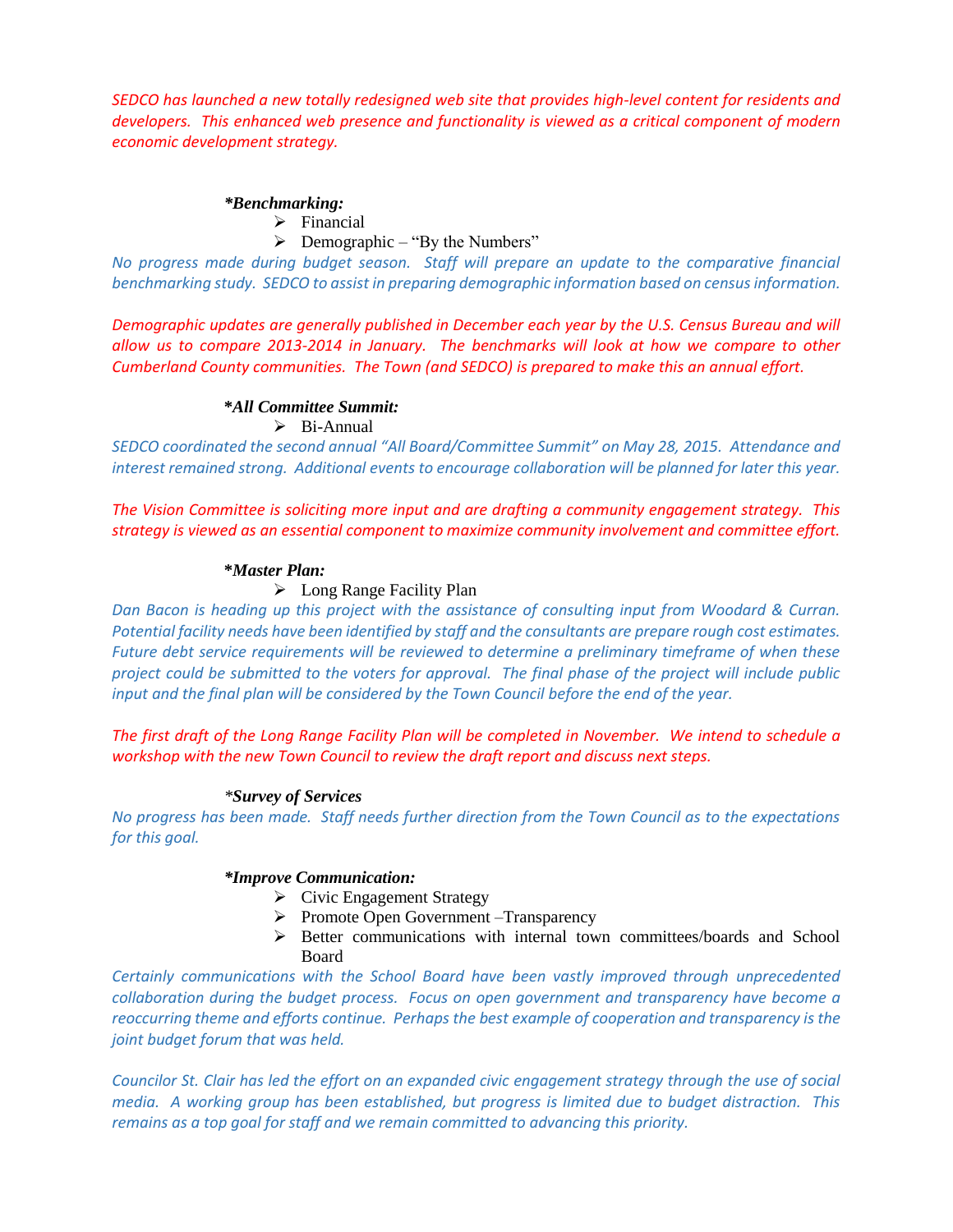*SEDCO has launched a new totally redesigned web site that provides high-level content for residents and developers. This enhanced web presence and functionality is viewed as a critical component of modern economic development strategy.*

***Benchmarking:**

- Financial
- Demographic – "By the Numbers"

*No progress made during budget season. Staff will prepare an update to the comparative financial benchmarking study. SEDCO to assist in preparing demographic information based on census information.*

*Demographic updates are generally published in December each year by the U.S. Census Bureau and will allow us to compare 2013-2014 in January. The benchmarks will look at how we compare to other Cumberland County communities. The Town (and SEDCO) is prepared to make this an annual effort.*

***All Committee Summit:**

- Bi-Annual

*SEDCO coordinated the second annual "All Board/Committee Summit" on May 28, 2015. Attendance and interest remained strong. Additional events to encourage collaboration will be planned for later this year.*

*The Vision Committee is soliciting more input and are drafting a community engagement strategy. This strategy is viewed as an essential component to maximize community involvement and committee effort.*

***Master Plan:**

- Long Range Facility Plan

*Dan Bacon is heading up this project with the assistance of consulting input from Woodard & Curran. Potential facility needs have been identified by staff and the consultants are prepare rough cost estimates. Future debt service requirements will be reviewed to determine a preliminary timeframe of when these project could be submitted to the voters for approval. The final phase of the project will include public input and the final plan will be considered by the Town Council before the end of the year.*

*The first draft of the Long Range Facility Plan will be completed in November. We intend to schedule a workshop with the new Town Council to review the draft report and discuss next steps.*

***Survey of Services**

*No progress has been made. Staff needs further direction from the Town Council as to the expectations for this goal.*

***Improve Communication:**

- Civic Engagement Strategy
- Promote Open Government –Transparency
- Better communications with internal town committees/boards and School Board

*Certainly communications with the School Board have been vastly improved through unprecedented collaboration during the budget process. Focus on open government and transparency have become a reoccurring theme and efforts continue. Perhaps the best example of cooperation and transparency is the joint budget forum that was held.*

*Councilor St. Clair has led the effort on an expanded civic engagement strategy through the use of social media. A working group has been established, but progress is limited due to budget distraction. This remains as a top goal for staff and we remain committed to advancing this priority.*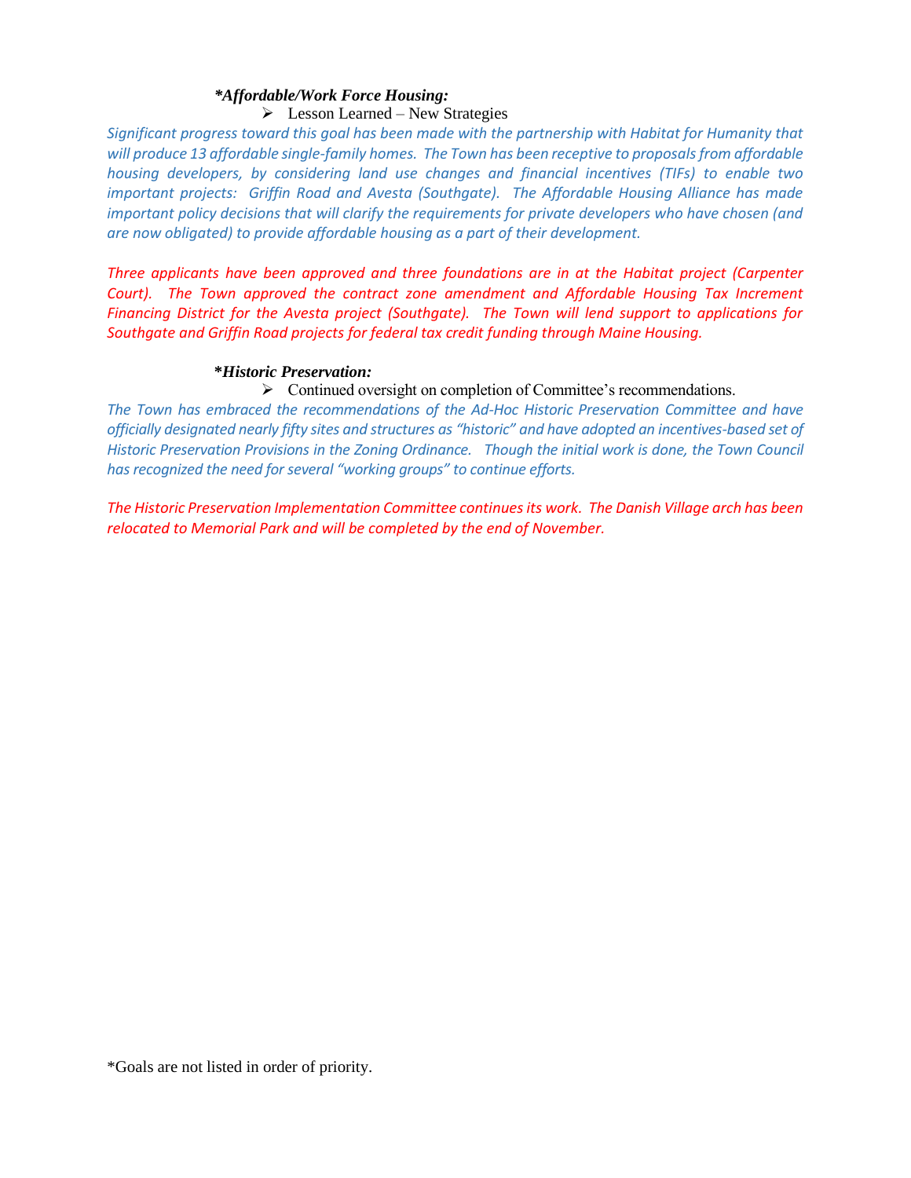***Affordable/Work Force Housing:***

- Lesson Learned – New Strategies

*Significant progress toward this goal has been made with the partnership with Habitat for Humanity that will produce 13 affordable single-family homes. The Town has been receptive to proposals from affordable housing developers, by considering land use changes and financial incentives (TIFs) to enable two important projects: Griffin Road and Avesta (Southgate). The Affordable Housing Alliance has made important policy decisions that will clarify the requirements for private developers who have chosen (and are now obligated) to provide affordable housing as a part of their development.*

*Three applicants have been approved and three foundations are in at the Habitat project (Carpenter Court). The Town approved the contract zone amendment and Affordable Housing Tax Increment Financing District for the Avesta project (Southgate). The Town will lend support to applications for Southgate and Griffin Road projects for federal tax credit funding through Maine Housing.*

***Historic Preservation:***

- Continued oversight on completion of Committee's recommendations.

*The Town has embraced the recommendations of the Ad-Hoc Historic Preservation Committee and have officially designated nearly fifty sites and structures as "historic" and have adopted an incentives-based set of Historic Preservation Provisions in the Zoning Ordinance. Though the initial work is done, the Town Council has recognized the need for several "working groups" to continue efforts.*

*The Historic Preservation Implementation Committee continues its work. The Danish Village arch has been relocated to Memorial Park and will be completed by the end of November.*

*Goals are not listed in order of priority.